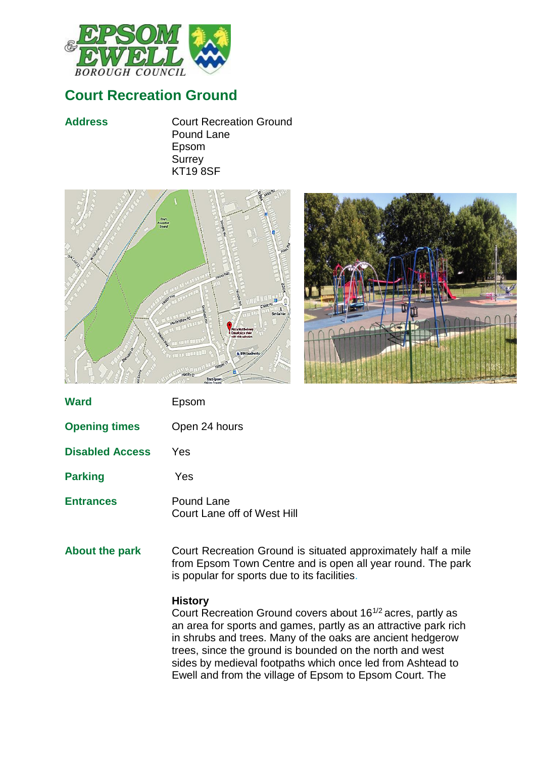# Court Recreation Ground

**Address**

Court Recreation Ground
Pound Lane
Epsom
Surrey
KT19 8SF

**Ward** Epsom

**Opening times** Open 24 hours

**Disabled Access** Yes

**Parking** Yes

**Entrances**

Pound Lane
Court Lane off of West Hill

**About the park**

Court Recreation Ground is situated approximately half a mile from Epsom Town Centre and is open all year round. The park is popular for sports due to its facilities.

**History**

Court Recreation Ground covers about 16$^{1/2}$ acres, partly as an area for sports and games, partly as an attractive park rich in shrubs and trees. Many of the oaks are ancient hedgerow trees, since the ground is bounded on the north and west sides by medieval footpaths which once led from Ashtead to Ewell and from the village of Epsom to Epsom Court. The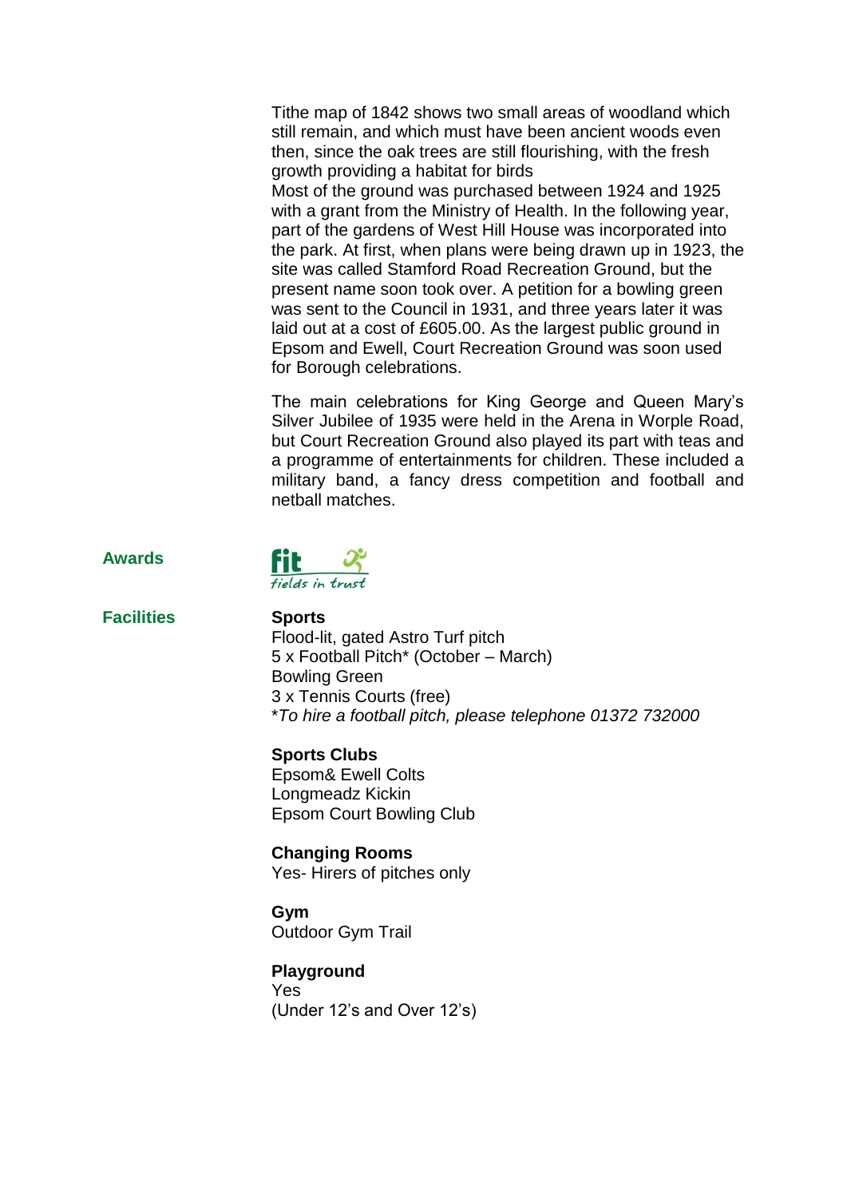Tithe map of 1842 shows two small areas of woodland which still remain, and which must have been ancient woods even then, since the oak trees are still flourishing, with the fresh growth providing a habitat for birds
Most of the ground was purchased between 1924 and 1925 with a grant from the Ministry of Health. In the following year, part of the gardens of West Hill House was incorporated into the park. At first, when plans were being drawn up in 1923, the site was called Stamford Road Recreation Ground, but the present name soon took over. A petition for a bowling green was sent to the Council in 1931, and three years later it was laid out at a cost of £605.00. As the largest public ground in Epsom and Ewell, Court Recreation Ground was soon used for Borough celebrations.

The main celebrations for King George and Queen Mary's Silver Jubilee of 1935 were held in the Arena in Worple Road, but Court Recreation Ground also played its part with teas and a programme of entertainments for children. These included a military band, a fancy dress competition and football and netball matches.

**Awards**

fit fields in trust

**Facilities**

**Sports**
Flood-lit, gated Astro Turf pitch
5 x Football Pitch* (October – March)
Bowling Green
3 x Tennis Courts (free)
**To hire a football pitch, please telephone 01372 732000*

**Sports Clubs**
Epsom& Ewell Colts
Longmeadz Kickin
Epsom Court Bowling Club

**Changing Rooms**
Yes- Hirers of pitches only

**Gym**
Outdoor Gym Trail

**Playground**
Yes
(Under 12's and Over 12's)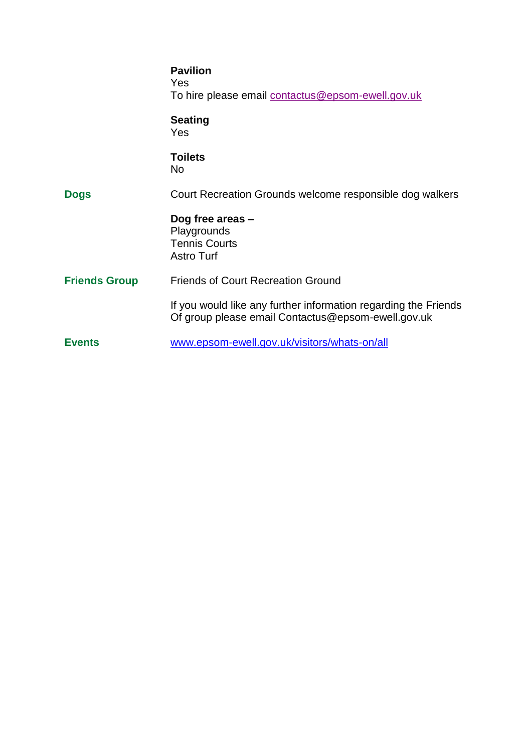**Pavilion**
Yes
To hire please email contactus@epsom-ewell.gov.uk

**Seating**
Yes

**Toilets**
No

| | |
|---|---|
| **Dogs** | Court Recreation Grounds welcome responsible dog walkers<br><br>**Dog free areas –**<br>Playgrounds<br>Tennis Courts<br>Astro Turf |
| **Friends Group** | Friends of Court Recreation Ground<br><br>If you would like any further information regarding the Friends Of group please email Contactus@epsom-ewell.gov.uk |
| **Events** | www.epsom-ewell.gov.uk/visitors/whats-on/all |